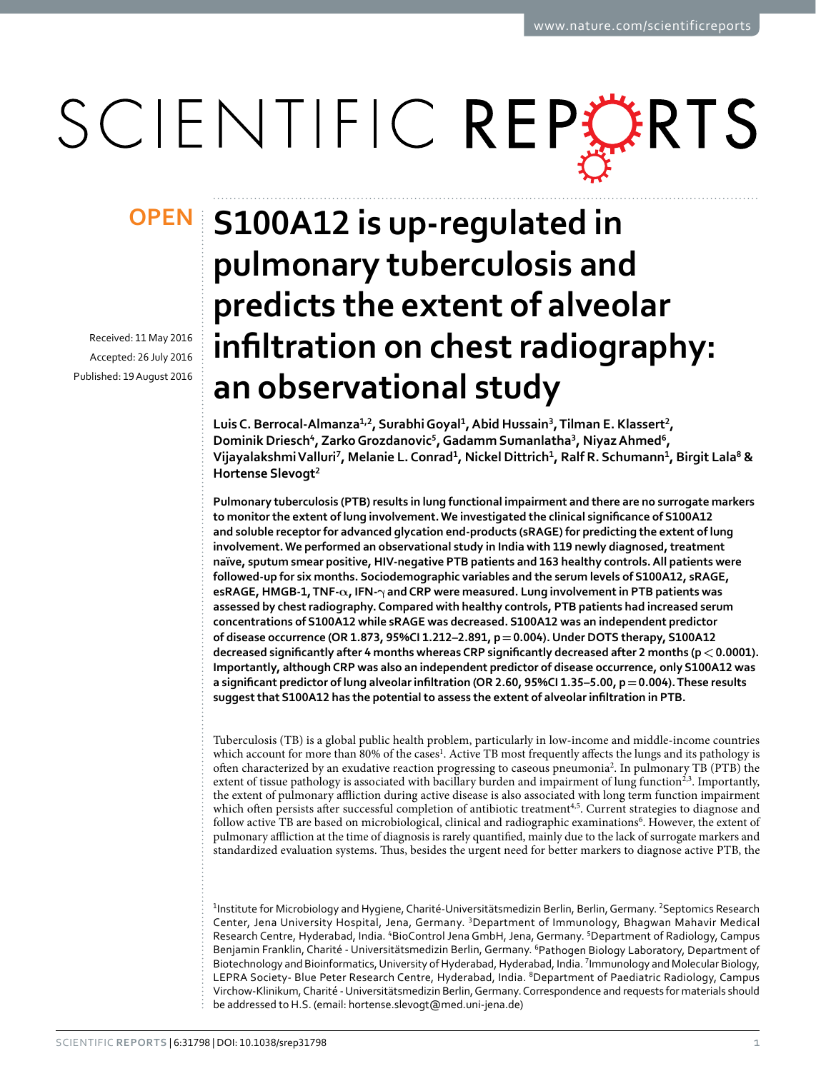OPEN

# S100A12 is up-regulated in pulmonary tuberculosis and predicts the extent of alveolar infiltration on chest radiography: an observational study

Received: 11 May 2016

Accepted: 26 July 2016

Published: 19 August 2016

Luis C. Berrocal-Almanza[1,2], Surabhi Goyal[1], Abid Hussain[3], Tilman E. Klassert[2], Dominik Driesch[4], Zarko Grozdanovic[5], Gadamm Sumanlatha[3], Niyaz Ahmed[6], Vijayalakshmi Valluri[7], Melanie L. Conrad[1], Nickel Dittrich[1], Ralf R. Schumann[1], Birgit Lala[8] & Hortense Slevogt[2]

**Pulmonary tuberculosis (PTB) results in lung functional impairment and there are no surrogate markers to monitor the extent of lung involvement. We investigated the clinical significance of S100A12 and soluble receptor for advanced glycation end-products (sRAGE) for predicting the extent of lung involvement. We performed an observational study in India with 119 newly diagnosed, treatment naïve, sputum smear positive, HIV-negative PTB patients and 163 healthy controls. All patients were followed-up for six months. Sociodemographic variables and the serum levels of S100A12, sRAGE, esRAGE, HMGB-1, TNF-$\alpha$, IFN-$\gamma$ and CRP were measured. Lung involvement in PTB patients was assessed by chest radiography. Compared with healthy controls, PTB patients had increased serum concentrations of S100A12 while sRAGE was decreased. S100A12 was an independent predictor of disease occurrence (OR 1.873, 95%CI 1.212–2.891, p = 0.004). Under DOTS therapy, S100A12 decreased significantly after 4 months whereas CRP significantly decreased after 2 months ($p < 0.0001$). Importantly, although CRP was also an independent predictor of disease occurrence, only S100A12 was a significant predictor of lung alveolar infiltration (OR 2.60, 95%CI 1.35–5.00, p = 0.004). These results suggest that S100A12 has the potential to assess the extent of alveolar infiltration in PTB.**

Tuberculosis (TB) is a global public health problem, particularly in low-income and middle-income countries which account for more than 80% of the cases[1]. Active TB most frequently affects the lungs and its pathology is often characterized by an exudative reaction progressing to caseous pneumonia[2]. In pulmonary TB (PTB) the extent of tissue pathology is associated with bacillary burden and impairment of lung function[2,3]. Importantly, the extent of pulmonary affliction during active disease is also associated with long term function impairment which often persists after successful completion of antibiotic treatment[4,5]. Current strategies to diagnose and follow active TB are based on microbiological, clinical and radiographic examinations[6]. However, the extent of pulmonary affliction at the time of diagnosis is rarely quantified, mainly due to the lack of surrogate markers and standardized evaluation systems. Thus, besides the urgent need for better markers to diagnose active PTB, the

[1]Institute for Microbiology and Hygiene, Charité-Universitätsmedizin Berlin, Berlin, Germany. [2]Septomics Research Center, Jena University Hospital, Jena, Germany. [3]Department of Immunology, Bhagwan Mahavir Medical Research Centre, Hyderabad, India. [4]BioControl Jena GmbH, Jena, Germany. [5]Department of Radiology, Campus Benjamin Franklin, Charité - Universitätsmedizin Berlin, Germany. [6]Pathogen Biology Laboratory, Department of Biotechnology and Bioinformatics, University of Hyderabad, Hyderabad, India. [7]Immunology and Molecular Biology, LEPRA Society- Blue Peter Research Centre, Hyderabad, India. [8]Department of Paediatric Radiology, Campus Virchow-Klinikum, Charité - Universitätsmedizin Berlin, Germany. Correspondence and requests for materials should be addressed to H.S. (email: hortense.slevogt@med.uni-jena.de)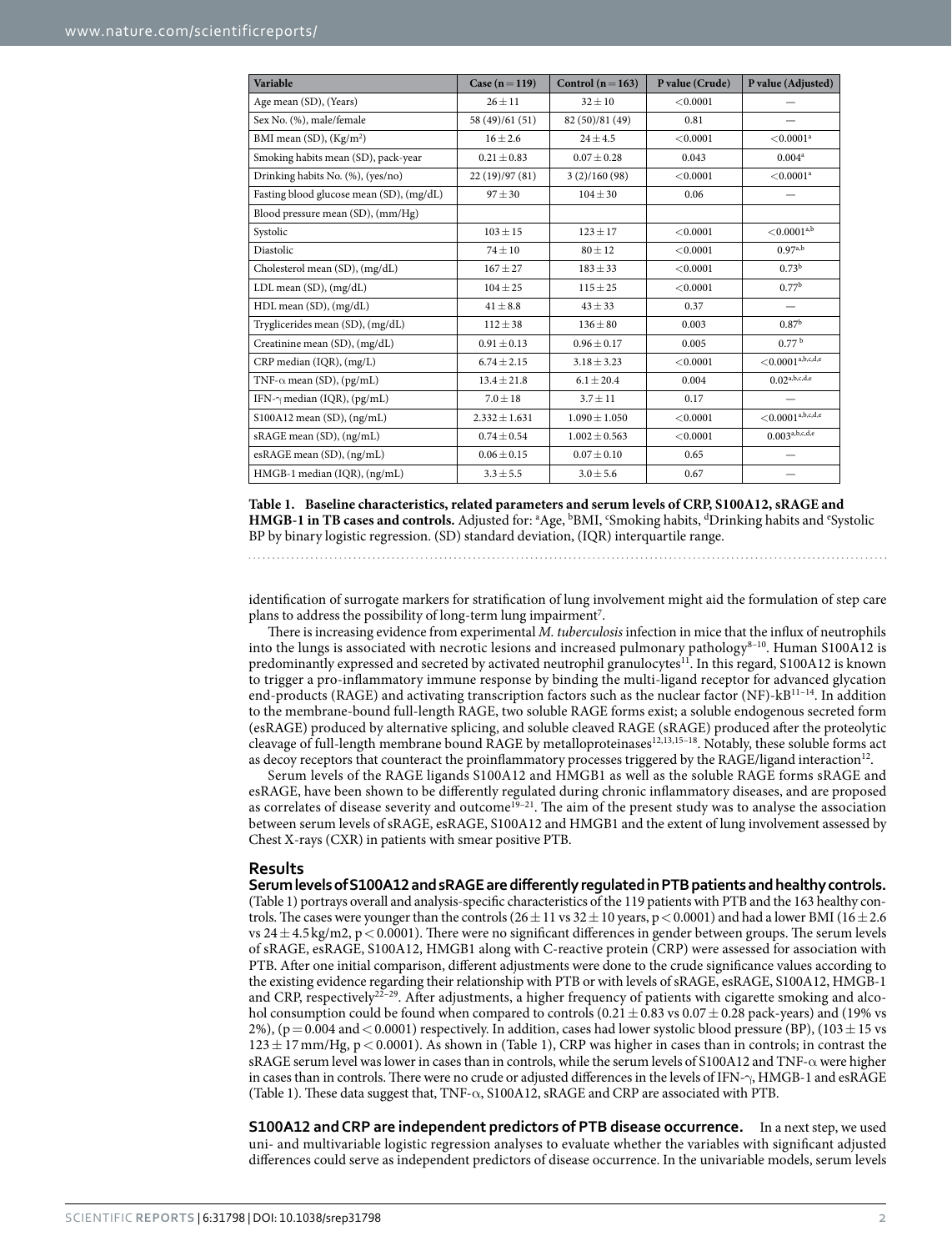| Variable | Case (n = 119) | Control (n = 163) | P value (Crude) | P value (Adjusted) |
|---|---|---|---|---|
| Age mean (SD), (Years) | 26 ± 11 | 32 ± 10 | <0.0001 | — |
| Sex No. (%), male/female | 58 (49)/61 (51) | 82 (50)/81 (49) | 0.81 | — |
| BMI mean (SD), (Kg/m$^2$) | 16 ± 2.6 | 24 ± 4.5 | <0.0001 | <0.0001[a] |
| Smoking habits mean (SD), pack-year | 0.21 ± 0.83 | 0.07 ± 0.28 | 0.043 | 0.004[a] |
| Drinking habits No. (%), (yes/no) | 22 (19)/97 (81) | 3 (2)/160 (98) | <0.0001 | <0.0001[a] |
| Fasting blood glucose mean (SD), (mg/dL) | 97 ± 30 | 104 ± 30 | 0.06 | — |
| Blood pressure mean (SD), (mm/Hg) | | | | |
| Systolic | 103 ± 15 | 123 ± 17 | <0.0001 | <0.0001[a,b] |
| Diastolic | 74 ± 10 | 80 ± 12 | <0.0001 | 0.97[a,b] |
| Cholesterol mean (SD), (mg/dL) | 167 ± 27 | 183 ± 33 | <0.0001 | 0.73[b] |
| LDL mean (SD), (mg/dL) | 104 ± 25 | 115 ± 25 | <0.0001 | 0.77[b] |
| HDL mean (SD), (mg/dL) | 41 ± 8.8 | 43 ± 33 | 0.37 | — |
| Tryglicerides mean (SD), (mg/dL) | 112 ± 38 | 136 ± 80 | 0.003 | 0.87[b] |
| Creatinine mean (SD), (mg/dL) | 0.91 ± 0.13 | 0.96 ± 0.17 | 0.005 | 0.77 [b] |
| CRP median (IQR), (mg/L) | 6.74 ± 2.15 | 3.18 ± 3.23 | <0.0001 | <0.0001[a,b,c,d,e] |
| TNF-α mean (SD), (pg/mL) | 13.4 ± 21.8 | 6.1 ± 20.4 | 0.004 | 0.02[a,b,c,d,e] |
| IFN-γ median (IQR), (pg/mL) | 7.0 ± 18 | 3.7 ± 11 | 0.17 | — |
| S100A12 mean (SD), (ng/mL) | 2.332 ± 1.631 | 1.090 ± 1.050 | <0.0001 | <0.0001[a,b,c,d,e] |
| sRAGE mean (SD), (ng/mL) | 0.74 ± 0.54 | 1.002 ± 0.563 | <0.0001 | 0.003[a,b,c,d,e] |
| esRAGE mean (SD), (ng/mL) | 0.06 ± 0.15 | 0.07 ± 0.10 | 0.65 | — |
| HMGB-1 median (IQR), (ng/mL) | 3.3 ± 5.5 | 3.0 ± 5.6 | 0.67 | — |

**Table 1. Baseline characteristics, related parameters and serum levels of CRP, S100A12, sRAGE and HMGB-1 in TB cases and controls.** Adjusted for: [a]Age, [b]BMI, [c]Smoking habits, [d]Drinking habits and [e]Systolic BP by binary logistic regression. (SD) standard deviation, (IQR) interquartile range.

identification of surrogate markers for stratification of lung involvement might aid the formulation of step care plans to address the possibility of long-term lung impairment[7].

There is increasing evidence from experimental *M. tuberculosis* infection in mice that the influx of neutrophils into the lungs is associated with necrotic lesions and increased pulmonary pathology[8–10]. Human S100A12 is predominantly expressed and secreted by activated neutrophil granulocytes[11]. In this regard, S100A12 is known to trigger a pro-inflammatory immune response by binding the multi-ligand receptor for advanced glycation end-products (RAGE) and activating transcription factors such as the nuclear factor (NF)-kB[11–14]. In addition to the membrane-bound full-length RAGE, two soluble RAGE forms exist; a soluble endogenous secreted form (esRAGE) produced by alternative splicing, and soluble cleaved RAGE (sRAGE) produced after the proteolytic cleavage of full-length membrane bound RAGE by metalloproteinases[12,13,15–18]. Notably, these soluble forms act as decoy receptors that counteract the proinflammatory processes triggered by the RAGE/ligand interaction[12].

Serum levels of the RAGE ligands S100A12 and HMGB1 as well as the soluble RAGE forms sRAGE and esRAGE, have been shown to be differently regulated during chronic inflammatory diseases, and are proposed as correlates of disease severity and outcome[19–21]. The aim of the present study was to analyse the association between serum levels of sRAGE, esRAGE, S100A12 and HMGB1 and the extent of lung involvement assessed by Chest X-rays (CXR) in patients with smear positive PTB.

## Results

**Serum levels of S100A12 and sRAGE are differently regulated in PTB patients and healthy controls.** (Table 1) portrays overall and analysis-specific characteristics of the 119 patients with PTB and the 163 healthy controls. The cases were younger than the controls (26 ± 11 vs 32 ± 10 years, $p < 0.0001$) and had a lower BMI (16 ± 2.6 vs 24 ± 4.5 kg/m2, $p < 0.0001$). There were no significant differences in gender between groups. The serum levels of sRAGE, esRAGE, S100A12, HMGB1 along with C-reactive protein (CRP) were assessed for association with PTB. After one initial comparison, different adjustments were done to the crude significance values according to the existing evidence regarding their relationship with PTB or with levels of sRAGE, esRAGE, S100A12, HMGB-1 and CRP, respectively[22–29]. After adjustments, a higher frequency of patients with cigarette smoking and alcohol consumption could be found when compared to controls (0.21 ± 0.83 vs 0.07 ± 0.28 pack-years) and (19% vs 2%), ($p = 0.004$ and $< 0.0001$) respectively. In addition, cases had lower systolic blood pressure (BP), (103 ± 15 vs 123 ± 17 mm/Hg, $p < 0.0001$). As shown in (Table 1), CRP was higher in cases than in controls; in contrast the sRAGE serum level was lower in cases than in controls, while the serum levels of S100A12 and TNF-α were higher in cases than in controls. There were no crude or adjusted differences in the levels of IFN-γ, HMGB-1 and esRAGE (Table 1). These data suggest that, TNF-α, S100A12, sRAGE and CRP are associated with PTB.

**S100A12 and CRP are independent predictors of PTB disease occurrence.** In a next step, we used uni- and multivariable logistic regression analyses to evaluate whether the variables with significant adjusted differences could serve as independent predictors of disease occurrence. In the univariable models, serum levels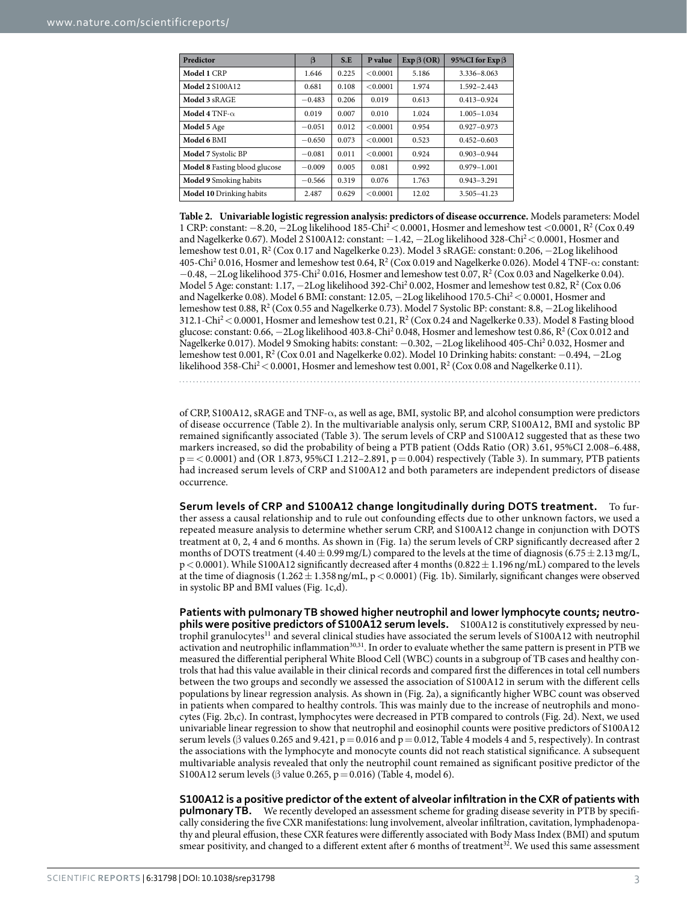| Predictor | β | S.E | P value | Exp β (OR) | 95%CI for Exp β |
|---|---|---|---|---|---|
| **Model 1** CRP | 1.646 | 0.225 | <0.0001 | 5.186 | 3.336–8.063 |
| **Model 2** S100A12 | 0.681 | 0.108 | <0.0001 | 1.974 | 1.592–2.443 |
| **Model 3** sRAGE | −0.483 | 0.206 | 0.019 | 0.613 | 0.413–0.924 |
| **Model 4** TNF-α | 0.019 | 0.007 | 0.010 | 1.024 | 1.005–1.034 |
| **Model 5** Age | −0.051 | 0.012 | <0.0001 | 0.954 | 0.927–0.973 |
| **Model 6** BMI | −0.650 | 0.073 | <0.0001 | 0.523 | 0.452–0.603 |
| **Model 7** Systolic BP | −0.081 | 0.011 | <0.0001 | 0.924 | 0.903–0.944 |
| **Model 8** Fasting blood glucose | −0.009 | 0.005 | 0.081 | 0.992 | 0.979–1.001 |
| **Model 9** Smoking habits | −0.566 | 0.319 | 0.076 | 1.763 | 0.943–3.291 |
| **Model 10** Drinking habits | 2.487 | 0.629 | <0.0001 | 12.02 | 3.505–41.23 |

**Table 2. Univariable logistic regression analysis: predictors of disease occurrence.** Models parameters: Model 1 CRP: constant: −8.20, −2Log likelihood 185-$Chi^2$ < 0.0001, Hosmer and lemeshow test <0.0001, $R^2$ (Cox 0.49 and Nagelkerke 0.67). Model 2 S100A12: constant: −1.42, −2Log likelihood 328-$Chi^2$ < 0.0001, Hosmer and lemeshow test 0.01, $R^2$ (Cox 0.17 and Nagelkerke 0.23). Model 3 sRAGE: constant: 0.206, −2Log likelihood 405-$Chi^2$ 0.016, Hosmer and lemeshow test 0.64, $R^2$ (Cox 0.019 and Nagelkerke 0.026). Model 4 TNF-α: constant: −0.48, −2Log likelihood 375-$Chi^2$ 0.016, Hosmer and lemeshow test 0.07, $R^2$ (Cox 0.03 and Nagelkerke 0.04). Model 5 Age: constant: 1.17, −2Log likelihood 392-$Chi^2$ 0.002, Hosmer and lemeshow test 0.82, $R^2$ (Cox 0.06 and Nagelkerke 0.08). Model 6 BMI: constant: 12.05, −2Log likelihood 170.5-$Chi^2$ < 0.0001, Hosmer and lemeshow test 0.88, $R^2$ (Cox 0.55 and Nagelkerke 0.73). Model 7 Systolic BP: constant: 8.8, −2Log likelihood 312.1-$Chi^2$ < 0.0001, Hosmer and lemeshow test 0.21, $R^2$ (Cox 0.24 and Nagelkerke 0.33). Model 8 Fasting blood glucose: constant: 0.66, −2Log likelihood 403.8-$Chi^2$ 0.048, Hosmer and lemeshow test 0.86, $R^2$ (Cox 0.012 and Nagelkerke 0.017). Model 9 Smoking habits: constant: −0.302, −2Log likelihood 405-$Chi^2$ 0.032, Hosmer and lemeshow test 0.001, $R^2$ (Cox 0.01 and Nagelkerke 0.02). Model 10 Drinking habits: constant: −0.494, −2Log likelihood 358-$Chi^2$ < 0.0001, Hosmer and lemeshow test 0.001, $R^2$ (Cox 0.08 and Nagelkerke 0.11).

of CRP, S100A12, sRAGE and TNF-α, as well as age, BMI, systolic BP, and alcohol consumption were predictors of disease occurrence (Table 2). In the multivariable analysis only, serum CRP, S100A12, BMI and systolic BP remained significantly associated (Table 3). The serum levels of CRP and S100A12 suggested that as these two markers increased, so did the probability of being a PTB patient (Odds Ratio (OR) 3.61, 95%CI 2.008–6.488, p = < 0.0001) and (OR 1.873, 95%CI 1.212–2.891, p = 0.004) respectively (Table 3). In summary, PTB patients had increased serum levels of CRP and S100A12 and both parameters are independent predictors of disease occurrence.

**Serum levels of CRP and S100A12 change longitudinally during DOTS treatment.** To further assess a causal relationship and to rule out confounding effects due to other unknown factors, we used a repeated measure analysis to determine whether serum CRP, and S100A12 change in conjunction with DOTS treatment at 0, 2, 4 and 6 months. As shown in (Fig. 1a) the serum levels of CRP significantly decreased after 2 months of DOTS treatment (4.40 ± 0.99 mg/L) compared to the levels at the time of diagnosis (6.75 ± 2.13 mg/L, p < 0.0001). While S100A12 significantly decreased after 4 months (0.822 ± 1.196 ng/mL) compared to the levels at the time of diagnosis (1.262 ± 1.358 ng/mL, p < 0.0001) (Fig. 1b). Similarly, significant changes were observed in systolic BP and BMI values (Fig. 1c,d).

**Patients with pulmonary TB showed higher neutrophil and lower lymphocyte counts; neutrophils were positive predictors of S100A12 serum levels.** S100A12 is constitutively expressed by neutrophil granulocytes[11] and several clinical studies have associated the serum levels of S100A12 with neutrophil activation and neutrophilic inflammation[30,31]. In order to evaluate whether the same pattern is present in PTB we measured the differential peripheral White Blood Cell (WBC) counts in a subgroup of TB cases and healthy controls that had this value available in their clinical records and compared first the differences in total cell numbers between the two groups and secondly we assessed the association of S100A12 in serum with the different cells populations by linear regression analysis. As shown in (Fig. 2a), a significantly higher WBC count was observed in patients when compared to healthy controls. This was mainly due to the increase of neutrophils and monocytes (Fig. 2b,c). In contrast, lymphocytes were decreased in PTB compared to controls (Fig. 2d). Next, we used univariable linear regression to show that neutrophil and eosinophil counts were positive predictors of S100A12 serum levels (β values 0.265 and 9.421, p = 0.016 and p = 0.012, Table 4 models 4 and 5, respectively). In contrast the associations with the lymphocyte and monocyte counts did not reach statistical significance. A subsequent multivariable analysis revealed that only the neutrophil count remained as significant positive predictor of the S100A12 serum levels (β value 0.265, p = 0.016) (Table 4, model 6).

**S100A12 is a positive predictor of the extent of alveolar infiltration in the CXR of patients with pulmonary TB.** We recently developed an assessment scheme for grading disease severity in PTB by specifically considering the five CXR manifestations: lung involvement, alveolar infiltration, cavitation, lymphadenopathy and pleural effusion, these CXR features were differently associated with Body Mass Index (BMI) and sputum smear positivity, and changed to a different extent after 6 months of treatment[32]. We used this same assessment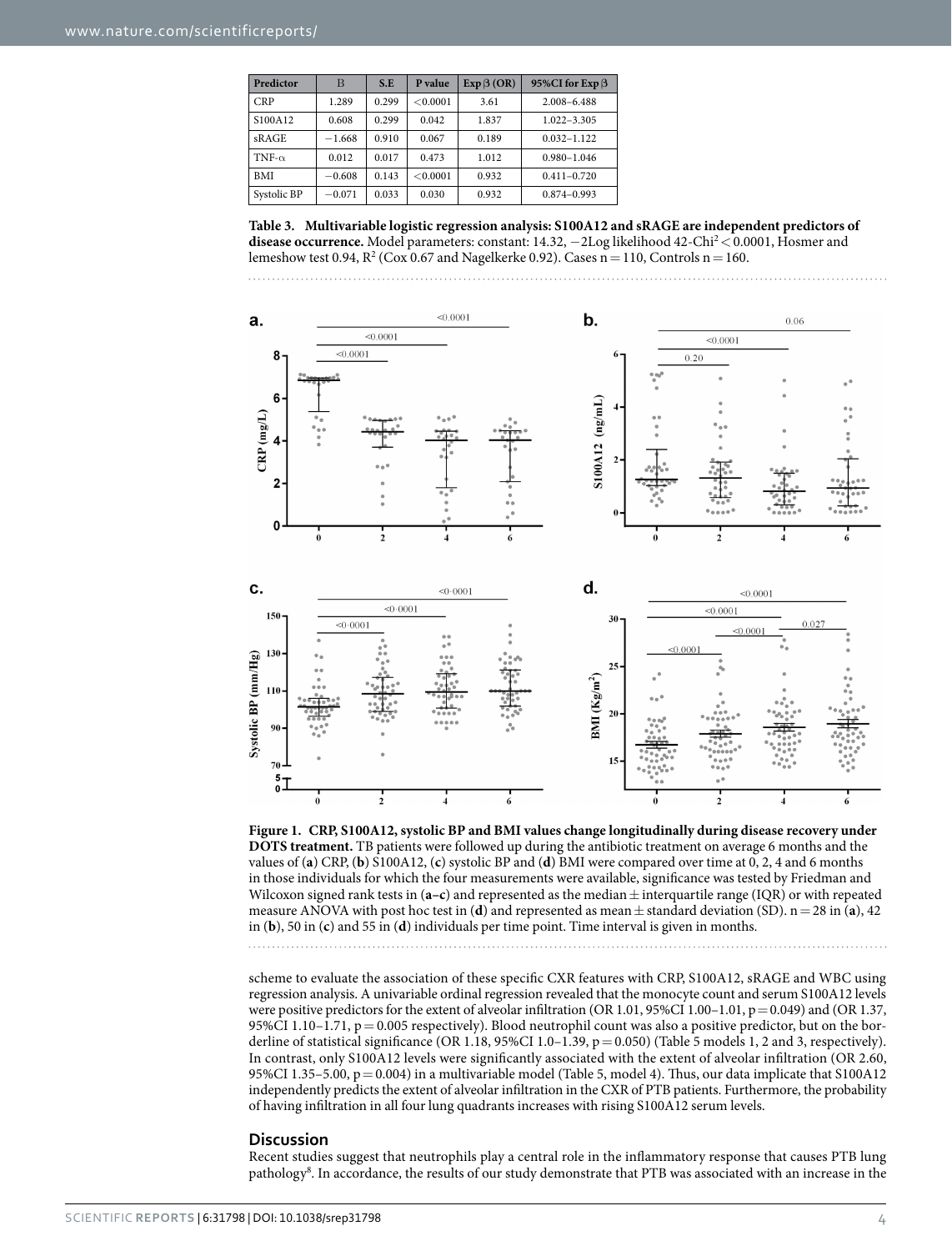| Predictor | B | S.E | P value | Exp β (OR) | 95%CI for Exp β |
|---|---|---|---|---|---|
| CRP | 1.289 | 0.299 | <0.0001 | 3.61 | 2.008–6.488 |
| S100A12 | 0.608 | 0.299 | 0.042 | 1.837 | 1.022–3.305 |
| sRAGE | −1.668 | 0.910 | 0.067 | 0.189 | 0.032–1.122 |
| TNF-α | 0.012 | 0.017 | 0.473 | 1.012 | 0.980–1.046 |
| BMI | −0.608 | 0.143 | <0.0001 | 0.932 | 0.411–0.720 |
| Systolic BP | −0.071 | 0.033 | 0.030 | 0.932 | 0.874–0.993 |

**Table 3. Multivariable logistic regression analysis: S100A12 and sRAGE are independent predictors of disease occurrence.** Model parameters: constant: 14.32, −2Log likelihood 42-Chi$^2$ < 0.0001, Hosmer and lemeshow test 0.94, $R^2$ (Cox 0.67 and Nagelkerke 0.92). Cases n = 110, Controls n = 160.

**Figure 1. CRP, S100A12, systolic BP and BMI values change longitudinally during disease recovery under DOTS treatment.** TB patients were followed up during the antibiotic treatment on average 6 months and the values of (**a**) CRP, (**b**) S100A12, (**c**) systolic BP and (**d**) BMI were compared over time at 0, 2, 4 and 6 months in those individuals for which the four measurements were available, significance was tested by Friedman and Wilcoxon signed rank tests in (**a–c**) and represented as the median ± interquartile range (IQR) or with repeated measure ANOVA with post hoc test in (**d**) and represented as mean ± standard deviation (SD). n = 28 in (**a**), 42 in (**b**), 50 in (**c**) and 55 in (**d**) individuals per time point. Time interval is given in months.

scheme to evaluate the association of these specific CXR features with CRP, S100A12, sRAGE and WBC using regression analysis. A univariable ordinal regression revealed that the monocyte count and serum S100A12 levels were positive predictors for the extent of alveolar infiltration (OR 1.01, 95%CI 1.00–1.01, p = 0.049) and (OR 1.37, 95%CI 1.10–1.71, p = 0.005 respectively). Blood neutrophil count was also a positive predictor, but on the borderline of statistical significance (OR 1.18, 95%CI 1.0–1.39, p = 0.050) (Table 5 models 1, 2 and 3, respectively). In contrast, only S100A12 levels were significantly associated with the extent of alveolar infiltration (OR 2.60, 95%CI 1.35–5.00, p = 0.004) in a multivariable model (Table 5, model 4). Thus, our data implicate that S100A12 independently predicts the extent of alveolar infiltration in the CXR of PTB patients. Furthermore, the probability of having infiltration in all four lung quadrants increases with rising S100A12 serum levels.

## Discussion

Recent studies suggest that neutrophils play a central role in the inflammatory response that causes PTB lung pathology[8]. In accordance, the results of our study demonstrate that PTB was associated with an increase in the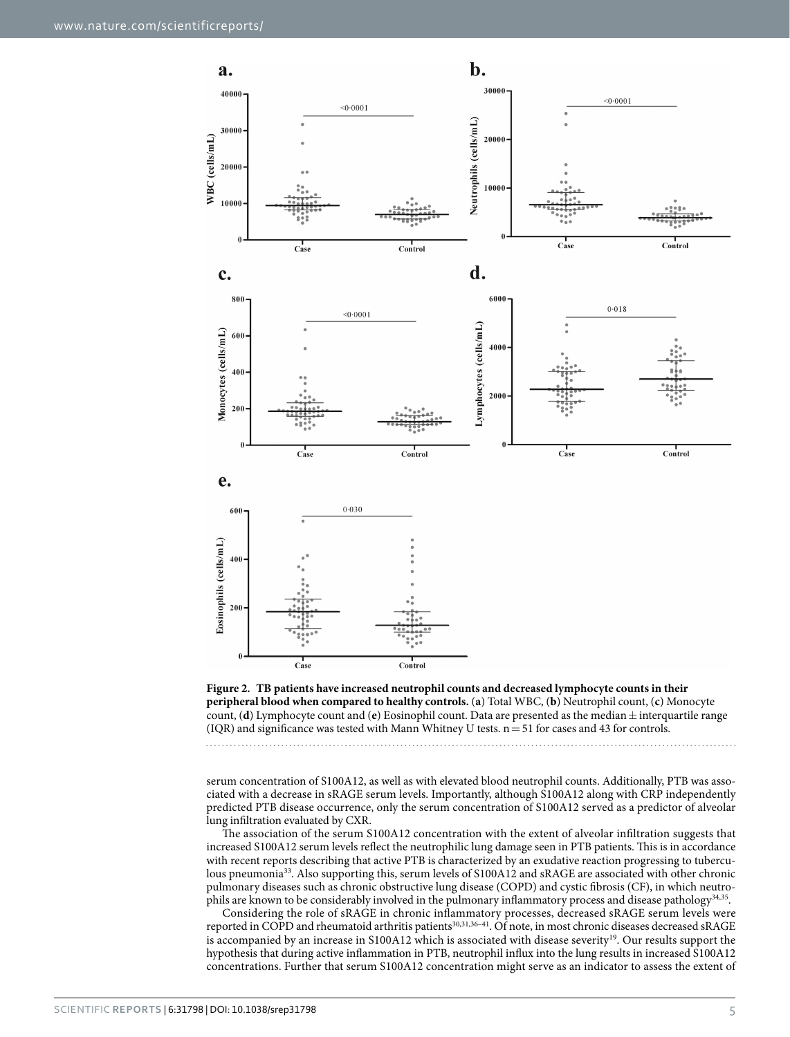**Figure 2. TB patients have increased neutrophil counts and decreased lymphocyte counts in their peripheral blood when compared to healthy controls.** (**a**) Total WBC, (**b**) Neutrophil count, (**c**) Monocyte count, (**d**) Lymphocyte count and (**e**) Eosinophil count. Data are presented as the median ± interquartile range (IQR) and significance was tested with Mann Whitney U tests. n = 51 for cases and 43 for controls.

serum concentration of S100A12, as well as with elevated blood neutrophil counts. Additionally, PTB was associated with a decrease in sRAGE serum levels. Importantly, although S100A12 along with CRP independently predicted PTB disease occurrence, only the serum concentration of S100A12 served as a predictor of alveolar lung infiltration evaluated by CXR.

The association of the serum S100A12 concentration with the extent of alveolar infiltration suggests that increased S100A12 serum levels reflect the neutrophilic lung damage seen in PTB patients. This is in accordance with recent reports describing that active PTB is characterized by an exudative reaction progressing to tuberculous pneumonia[33]. Also supporting this, serum levels of S100A12 and sRAGE are associated with other chronic pulmonary diseases such as chronic obstructive lung disease (COPD) and cystic fibrosis (CF), in which neutrophils are known to be considerably involved in the pulmonary inflammatory process and disease pathology[34,35].

Considering the role of sRAGE in chronic inflammatory processes, decreased sRAGE serum levels were reported in COPD and rheumatoid arthritis patients[30,31,36–41]. Of note, in most chronic diseases decreased sRAGE is accompanied by an increase in S100A12 which is associated with disease severity[19]. Our results support the hypothesis that during active inflammation in PTB, neutrophil influx into the lung results in increased S100A12 concentrations. Further that serum S100A12 concentration might serve as an indicator to assess the extent of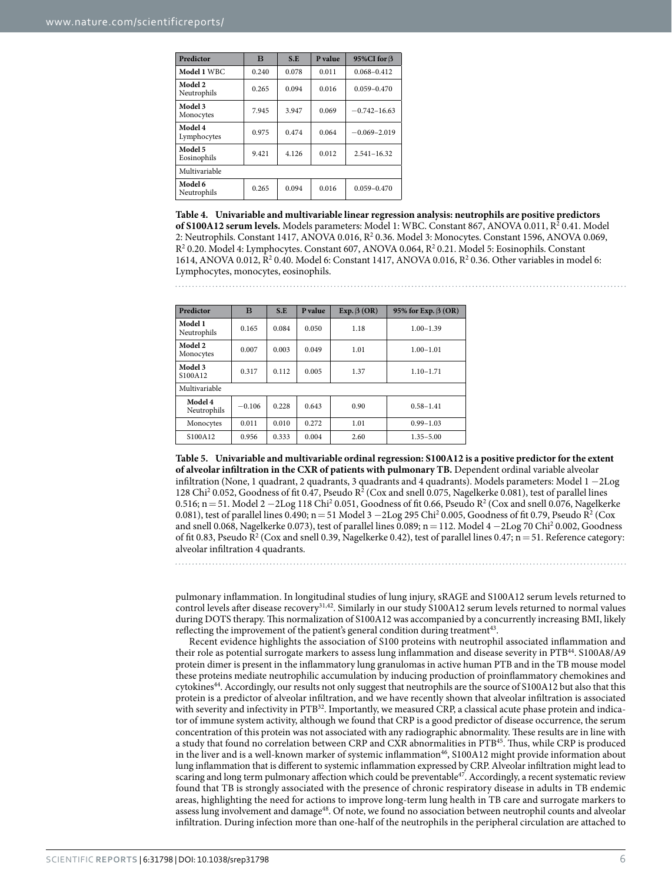| Predictor | B | S.E | P value | 95%CI for β |
|---|---|---|---|---|
| **Model 1** WBC | 0.240 | 0.078 | 0.011 | 0.068–0.412 |
| **Model 2** Neutrophils | 0.265 | 0.094 | 0.016 | 0.059–0.470 |
| **Model 3** Monocytes | 7.945 | 3.947 | 0.069 | −0.742–16.63 |
| **Model 4** Lymphocytes | 0.975 | 0.474 | 0.064 | −0.069–2.019 |
| **Model 5** Eosinophils | 9.421 | 4.126 | 0.012 | 2.541–16.32 |
| Multivariable | | | | |
| **Model 6** Neutrophils | 0.265 | 0.094 | 0.016 | 0.059–0.470 |

**Table 4. Univariable and multivariable linear regression analysis: neutrophils are positive predictors of S100A12 serum levels.** Models parameters: Model 1: WBC. Constant 867, ANOVA 0.011, $R^2$ 0.41. Model 2: Neutrophils. Constant 1417, ANOVA 0.016, $R^2$ 0.36. Model 3: Monocytes. Constant 1596, ANOVA 0.069, $R^2$ 0.20. Model 4: Lymphocytes. Constant 607, ANOVA 0.064, $R^2$ 0.21. Model 5: Eosinophils. Constant 1614, ANOVA 0.012, $R^2$ 0.40. Model 6: Constant 1417, ANOVA 0.016, $R^2$ 0.36. Other variables in model 6: Lymphocytes, monocytes, eosinophils.

| Predictor | B | S.E | P value | Exp. β (OR) | 95% for Exp. β (OR) |
|---|---|---|---|---|---|
| **Model 1** Neutrophils | 0.165 | 0.084 | 0.050 | 1.18 | 1.00–1.39 |
| **Model 2** Monocytes | 0.007 | 0.003 | 0.049 | 1.01 | 1.00–1.01 |
| **Model 3** S100A12 | 0.317 | 0.112 | 0.005 | 1.37 | 1.10–1.71 |
| Multivariable | | | | | |
| **Model 4** Neutrophils | −0.106 | 0.228 | 0.643 | 0.90 | 0.58–1.41 |
| Monocytes | 0.011 | 0.010 | 0.272 | 1.01 | 0.99–1.03 |
| S100A12 | 0.956 | 0.333 | 0.004 | 2.60 | 1.35–5.00 |

**Table 5. Univariable and multivariable ordinal regression: S100A12 is a positive predictor for the extent of alveolar infiltration in the CXR of patients with pulmonary TB.** Dependent ordinal variable alveolar infiltration (None, 1 quadrant, 2 quadrants, 3 quadrants and 4 quadrants). Models parameters: Model 1 −2Log 128 $Chi^2$ 0.052, Goodness of fit 0.47, Pseudo $R^2$ (Cox and snell 0.075, Nagelkerke 0.081), test of parallel lines 0.516; n = 51. Model 2 −2Log 118 $Chi^2$ 0.051, Goodness of fit 0.66, Pseudo $R^2$ (Cox and snell 0.076, Nagelkerke 0.081), test of parallel lines 0.490; n = 51 Model 3 −2Log 295 $Chi^2$ 0.005, Goodness of fit 0.79, Pseudo $R^2$ (Cox and snell 0.068, Nagelkerke 0.073), test of parallel lines 0.089; n = 112. Model 4 −2Log 70 $Chi^2$ 0.002, Goodness of fit 0.83, Pseudo $R^2$ (Cox and snell 0.39, Nagelkerke 0.42), test of parallel lines 0.47; n = 51. Reference category: alveolar infiltration 4 quadrants.

pulmonary inflammation. In longitudinal studies of lung injury, sRAGE and S100A12 serum levels returned to control levels after disease recovery[31,42]. Similarly in our study S100A12 serum levels returned to normal values during DOTS therapy. This normalization of S100A12 was accompanied by a concurrently increasing BMI, likely reflecting the improvement of the patient's general condition during treatment[43].

Recent evidence highlights the association of S100 proteins with neutrophil associated inflammation and their role as potential surrogate markers to assess lung inflammation and disease severity in PTB[44]. S100A8/A9 protein dimer is present in the inflammatory lung granulomas in active human PTB and in the TB mouse model these proteins mediate neutrophilic accumulation by inducing production of proinflammatory chemokines and cytokines[44]. Accordingly, our results not only suggest that neutrophils are the source of S100A12 but also that this protein is a predictor of alveolar infiltration, and we have recently shown that alveolar infiltration is associated with severity and infectivity in PTB[32]. Importantly, we measured CRP, a classical acute phase protein and indicator of immune system activity, although we found that CRP is a good predictor of disease occurrence, the serum concentration of this protein was not associated with any radiographic abnormality. These results are in line with a study that found no correlation between CRP and CXR abnormalities in PTB[45]. Thus, while CRP is produced in the liver and is a well-known marker of systemic inflammation[46], S100A12 might provide information about lung inflammation that is different to systemic inflammation expressed by CRP. Alveolar infiltration might lead to scaring and long term pulmonary affection which could be preventable[47]. Accordingly, a recent systematic review found that TB is strongly associated with the presence of chronic respiratory disease in adults in TB endemic areas, highlighting the need for actions to improve long-term lung health in TB care and surrogate markers to assess lung involvement and damage[48]. Of note, we found no association between neutrophil counts and alveolar infiltration. During infection more than one-half of the neutrophils in the peripheral circulation are attached to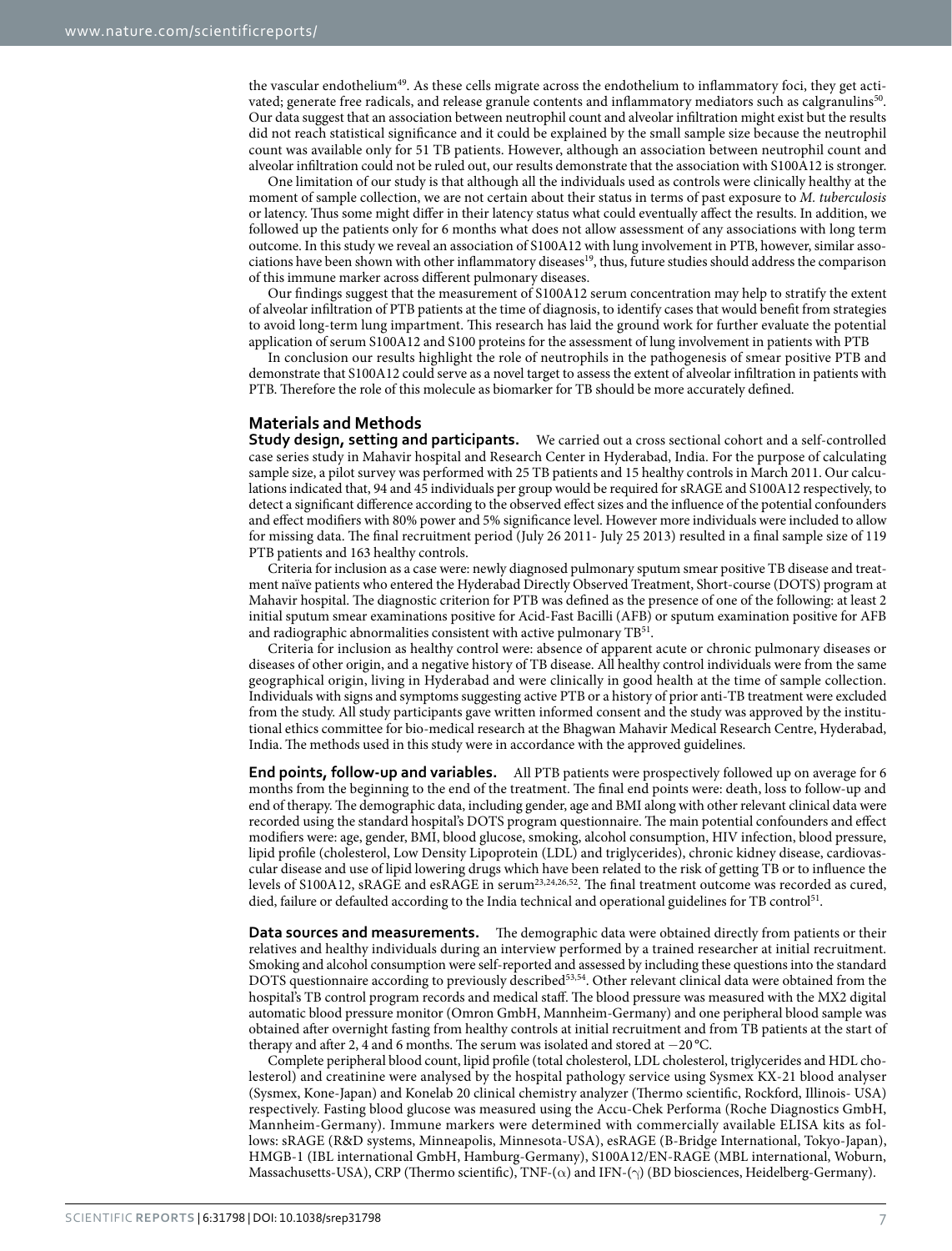the vascular endothelium[49]. As these cells migrate across the endothelium to inflammatory foci, they get activated; generate free radicals, and release granule contents and inflammatory mediators such as calgranulins[50]. Our data suggest that an association between neutrophil count and alveolar infiltration might exist but the results did not reach statistical significance and it could be explained by the small sample size because the neutrophil count was available only for 51 TB patients. However, although an association between neutrophil count and alveolar infiltration could not be ruled out, our results demonstrate that the association with S100A12 is stronger.

One limitation of our study is that although all the individuals used as controls were clinically healthy at the moment of sample collection, we are not certain about their status in terms of past exposure to *M. tuberculosis* or latency. Thus some might differ in their latency status what could eventually affect the results. In addition, we followed up the patients only for 6 months what does not allow assessment of any associations with long term outcome. In this study we reveal an association of S100A12 with lung involvement in PTB, however, similar associations have been shown with other inflammatory diseases[19], thus, future studies should address the comparison of this immune marker across different pulmonary diseases.

Our findings suggest that the measurement of S100A12 serum concentration may help to stratify the extent of alveolar infiltration of PTB patients at the time of diagnosis, to identify cases that would benefit from strategies to avoid long-term lung impartment. This research has laid the ground work for further evaluate the potential application of serum S100A12 and S100 proteins for the assessment of lung involvement in patients with PTB

In conclusion our results highlight the role of neutrophils in the pathogenesis of smear positive PTB and demonstrate that S100A12 could serve as a novel target to assess the extent of alveolar infiltration in patients with PTB. Therefore the role of this molecule as biomarker for TB should be more accurately defined.

## Materials and Methods

**Study design, setting and participants.** We carried out a cross sectional cohort and a self-controlled case series study in Mahavir hospital and Research Center in Hyderabad, India. For the purpose of calculating sample size, a pilot survey was performed with 25 TB patients and 15 healthy controls in March 2011. Our calculations indicated that, 94 and 45 individuals per group would be required for sRAGE and S100A12 respectively, to detect a significant difference according to the observed effect sizes and the influence of the potential confounders and effect modifiers with 80% power and 5% significance level. However more individuals were included to allow for missing data. The final recruitment period (July 26 2011- July 25 2013) resulted in a final sample size of 119 PTB patients and 163 healthy controls.

Criteria for inclusion as a case were: newly diagnosed pulmonary sputum smear positive TB disease and treatment naïve patients who entered the Hyderabad Directly Observed Treatment, Short-course (DOTS) program at Mahavir hospital. The diagnostic criterion for PTB was defined as the presence of one of the following: at least 2 initial sputum smear examinations positive for Acid-Fast Bacilli (AFB) or sputum examination positive for AFB and radiographic abnormalities consistent with active pulmonary TB[51].

Criteria for inclusion as healthy control were: absence of apparent acute or chronic pulmonary diseases or diseases of other origin, and a negative history of TB disease. All healthy control individuals were from the same geographical origin, living in Hyderabad and were clinically in good health at the time of sample collection. Individuals with signs and symptoms suggesting active PTB or a history of prior anti-TB treatment were excluded from the study. All study participants gave written informed consent and the study was approved by the institutional ethics committee for bio-medical research at the Bhagwan Mahavir Medical Research Centre, Hyderabad, India. The methods used in this study were in accordance with the approved guidelines.

**End points, follow-up and variables.** All PTB patients were prospectively followed up on average for 6 months from the beginning to the end of the treatment. The final end points were: death, loss to follow-up and end of therapy. The demographic data, including gender, age and BMI along with other relevant clinical data were recorded using the standard hospital's DOTS program questionnaire. The main potential confounders and effect modifiers were: age, gender, BMI, blood glucose, smoking, alcohol consumption, HIV infection, blood pressure, lipid profile (cholesterol, Low Density Lipoprotein (LDL) and triglycerides), chronic kidney disease, cardiovascular disease and use of lipid lowering drugs which have been related to the risk of getting TB or to influence the levels of S100A12, sRAGE and esRAGE in serum[23,24,26,52]. The final treatment outcome was recorded as cured, died, failure or defaulted according to the India technical and operational guidelines for TB control[51].

**Data sources and measurements.** The demographic data were obtained directly from patients or their relatives and healthy individuals during an interview performed by a trained researcher at initial recruitment. Smoking and alcohol consumption were self-reported and assessed by including these questions into the standard DOTS questionnaire according to previously described[53,54]. Other relevant clinical data were obtained from the hospital's TB control program records and medical staff. The blood pressure was measured with the MX2 digital automatic blood pressure monitor (Omron GmbH, Mannheim-Germany) and one peripheral blood sample was obtained after overnight fasting from healthy controls at initial recruitment and from TB patients at the start of therapy and after 2, 4 and 6 months. The serum was isolated and stored at −20 °C.

Complete peripheral blood count, lipid profile (total cholesterol, LDL cholesterol, triglycerides and HDL cholesterol) and creatinine were analysed by the hospital pathology service using Sysmex KX-21 blood analyser (Sysmex, Kone-Japan) and Konelab 20 clinical chemistry analyzer (Thermo scientific, Rockford, Illinois- USA) respectively. Fasting blood glucose was measured using the Accu-Chek Performa (Roche Diagnostics GmbH, Mannheim-Germany). Immune markers were determined with commercially available ELISA kits as follows: sRAGE (R&D systems, Minneapolis, Minnesota-USA), esRAGE (B-Bridge International, Tokyo-Japan), HMGB-1 (IBL international GmbH, Hamburg-Germany), S100A12/EN-RAGE (MBL international, Woburn, Massachusetts-USA), CRP (Thermo scientific), TNF-($\alpha$) and IFN-($\gamma$) (BD biosciences, Heidelberg-Germany).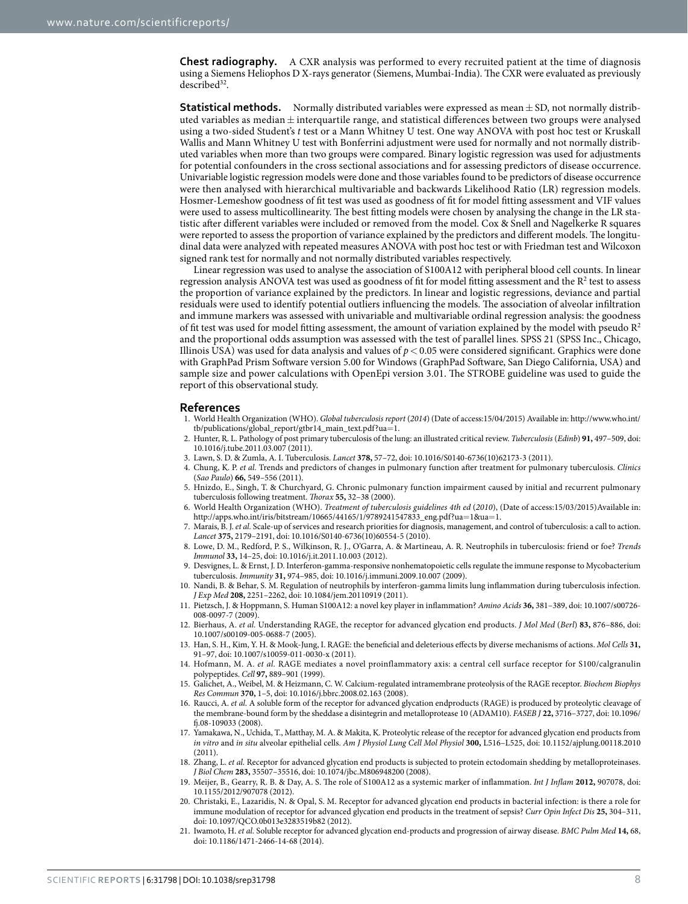**Chest radiography.** A CXR analysis was performed to every recruited patient at the time of diagnosis using a Siemens Heliophos D X-rays generator (Siemens, Mumbai-India). The CXR were evaluated as previously described[32].

**Statistical methods.** Normally distributed variables were expressed as mean ± SD, not normally distributed variables as median ± interquartile range, and statistical differences between two groups were analysed using a two-sided Student's *t* test or a Mann Whitney U test. One way ANOVA with post hoc test or Kruskall Wallis and Mann Whitney U test with Bonferrini adjustment were used for normally and not normally distributed variables when more than two groups were compared. Binary logistic regression was used for adjustments for potential confounders in the cross sectional associations and for assessing predictors of disease occurrence. Univariable logistic regression models were done and those variables found to be predictors of disease occurrence were then analysed with hierarchical multivariable and backwards Likelihood Ratio (LR) regression models. Hosmer-Lemeshow goodness of fit test was used as goodness of fit for model fitting assessment and VIF values were used to assess multicollinearity. The best fitting models were chosen by analysing the change in the LR statistic after different variables were included or removed from the model. Cox & Snell and Nagelkerke R squares were reported to assess the proportion of variance explained by the predictors and different models. The longitudinal data were analyzed with repeated measures ANOVA with post hoc test or with Friedman test and Wilcoxon signed rank test for normally and not normally distributed variables respectively.

Linear regression was used to analyse the association of S100A12 with peripheral blood cell counts. In linear regression analysis ANOVA test was used as goodness of fit for model fitting assessment and the $R^2$ test to assess the proportion of variance explained by the predictors. In linear and logistic regressions, deviance and partial residuals were used to identify potential outliers influencing the models. The association of alveolar infiltration and immune markers was assessed with univariable and multivariable ordinal regression analysis: the goodness of fit test was used for model fitting assessment, the amount of variation explained by the model with pseudo $R^2$ and the proportional odds assumption was assessed with the test of parallel lines. SPSS 21 (SPSS Inc., Chicago, Illinois USA) was used for data analysis and values of $p < 0.05$ were considered significant. Graphics were done with GraphPad Prism Software version 5.00 for Windows (GraphPad Software, San Diego California, USA) and sample size and power calculations with OpenEpi version 3.01. The STROBE guideline was used to guide the report of this observational study.

## References

1. World Health Organization (WHO). *Global tuberculosis report* (*2014*) (Date of access:15/04/2015) Available in: http://www.who.int/tb/publications/global_report/gtbr14_main_text.pdf?ua=1.
2. Hunter, R. L. Pathology of post primary tuberculosis of the lung: an illustrated critical review. *Tuberculosis* (*Edinb*) **91,** 497–509, doi: 10.1016/j.tube.2011.03.007 (2011).
3. Lawn, S. D. & Zumla, A. I. Tuberculosis. *Lancet* **378,** 57–72, doi: 10.1016/S0140-6736(10)62173-3 (2011).
4. Chung, K. P. *et al.* Trends and predictors of changes in pulmonary function after treatment for pulmonary tuberculosis. *Clinics* (*Sao Paulo*) **66,** 549–556 (2011).
5. Hnizdo, E., Singh, T. & Churchyard, G. Chronic pulmonary function impairment caused by initial and recurrent pulmonary tuberculosis following treatment. *Thorax* **55,** 32–38 (2000).
6. World Health Organization (WHO). *Treatment of tuberculosis guidelines 4th ed* (*2010*), (Date of access:15/03/2015)Available in: http://apps.who.int/iris/bitstream/10665/44165/1/9789241547833_eng.pdf?ua=1&ua=1.
7. Marais, B. J. *et al.* Scale-up of services and research priorities for diagnosis, management, and control of tuberculosis: a call to action. *Lancet* **375,** 2179–2191, doi: 10.1016/S0140-6736(10)60554-5 (2010).
8. Lowe, D. M., Redford, P. S., Wilkinson, R. J., O'Garra, A. & Martineau, A. R. Neutrophils in tuberculosis: friend or foe? *Trends Immunol* **33,** 14–25, doi: 10.1016/j.it.2011.10.003 (2012).
9. Desvignes, L. & Ernst, J. D. Interferon-gamma-responsive nonhematopoietic cells regulate the immune response to Mycobacterium tuberculosis. *Immunity* **31,** 974–985, doi: 10.1016/j.immuni.2009.10.007 (2009).
10. Nandi, B. & Behar, S. M. Regulation of neutrophils by interferon-gamma limits lung inflammation during tuberculosis infection. *J Exp Med* **208,** 2251–2262, doi: 10.1084/jem.20110919 (2011).
11. Pietzsch, J. & Hoppmann, S. Human S100A12: a novel key player in inflammation? *Amino Acids* **36,** 381–389, doi: 10.1007/s00726-008-0097-7 (2009).
12. Bierhaus, A. *et al.* Understanding RAGE, the receptor for advanced glycation end products. *J Mol Med* (*Berl*) **83,** 876–886, doi: 10.1007/s00109-005-0688-7 (2005).
13. Han, S. H., Kim, Y. H. & Mook-Jung, I. RAGE: the beneficial and deleterious effects by diverse mechanisms of actions. *Mol Cells* **31,** 91–97, doi: 10.1007/s10059-011-0030-x (2011).
14. Hofmann, M. A. *et al.* RAGE mediates a novel proinflammatory axis: a central cell surface receptor for S100/calgranulin polypeptides. *Cell* **97,** 889–901 (1999).
15. Galichet, A., Weibel, M. & Heizmann, C. W. Calcium-regulated intramembrane proteolysis of the RAGE receptor. *Biochem Biophys Res Commun* **370,** 1–5, doi: 10.1016/j.bbrc.2008.02.163 (2008).
16. Raucci, A. *et al.* A soluble form of the receptor for advanced glycation endproducts (RAGE) is produced by proteolytic cleavage of the membrane-bound form by the sheddase a disintegrin and metalloprotease 10 (ADAM10). *FASEB J* **22,** 3716–3727, doi: 10.1096/fj.08-109033 (2008).
17. Yamakawa, N., Uchida, T., Matthay, M. A. & Makita, K. Proteolytic release of the receptor for advanced glycation end products from *in vitro* and *in situ* alveolar epithelial cells. *Am J Physiol Lung Cell Mol Physiol* **300,** L516–L525, doi: 10.1152/ajplung.00118.2010 (2011).
18. Zhang, L. *et al.* Receptor for advanced glycation end products is subjected to protein ectodomain shedding by metalloproteinases. *J Biol Chem* **283,** 35507–35516, doi: 10.1074/jbc.M806948200 (2008).
19. Meijer, B., Gearry, R. B. & Day, A. S. The role of S100A12 as a systemic marker of inflammation. *Int J Inflam* **2012,** 907078, doi: 10.1155/2012/907078 (2012).
20. Christaki, E., Lazaridis, N. & Opal, S. M. Receptor for advanced glycation end products in bacterial infection: is there a role for immune modulation of receptor for advanced glycation end products in the treatment of sepsis? *Curr Opin Infect Dis* **25,** 304–311, doi: 10.1097/QCO.0b013e3283519b82 (2012).
21. Iwamoto, H. *et al.* Soluble receptor for advanced glycation end-products and progression of airway disease. *BMC Pulm Med* **14,** 68, doi: 10.1186/1471-2466-14-68 (2014).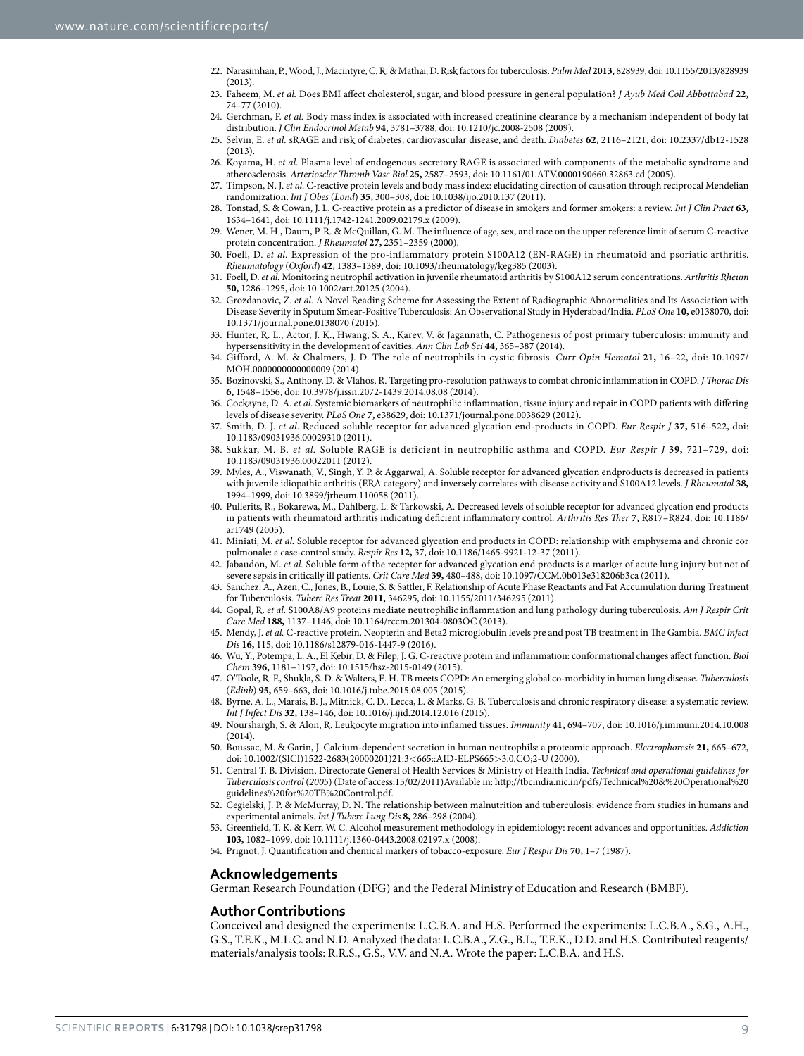22. Narasimhan, P., Wood, J., Macintyre, C. R. & Mathai, D. Risk factors for tuberculosis. *Pulm Med* **2013,** 828939, doi: 10.1155/2013/828939 (2013).
23. Faheem, M. *et al.* Does BMI affect cholesterol, sugar, and blood pressure in general population? *J Ayub Med Coll Abbottabad* **22,** 74–77 (2010).
24. Gerchman, F. *et al.* Body mass index is associated with increased creatinine clearance by a mechanism independent of body fat distribution. *J Clin Endocrinol Metab* **94,** 3781–3788, doi: 10.1210/jc.2008-2508 (2009).
25. Selvin, E. *et al.* sRAGE and risk of diabetes, cardiovascular disease, and death. *Diabetes* **62,** 2116–2121, doi: 10.2337/db12-1528 (2013).
26. Koyama, H. *et al.* Plasma level of endogenous secretory RAGE is associated with components of the metabolic syndrome and atherosclerosis. *Arterioscler Thromb Vasc Biol* **25,** 2587–2593, doi: 10.1161/01.ATV.0000190660.32863.cd (2005).
27. Timpson, N. J. *et al.* C-reactive protein levels and body mass index: elucidating direction of causation through reciprocal Mendelian randomization. *Int J Obes* (*Lond*) **35,** 300–308, doi: 10.1038/ijo.2010.137 (2011).
28. Tonstad, S. & Cowan, J. L. C-reactive protein as a predictor of disease in smokers and former smokers: a review. *Int J Clin Pract* **63,** 1634–1641, doi: 10.1111/j.1742-1241.2009.02179.x (2009).
29. Wener, M. H., Daum, P. R. & McQuillan, G. M. The influence of age, sex, and race on the upper reference limit of serum C-reactive protein concentration. *J Rheumatol* **27,** 2351–2359 (2000).
30. Foell, D. *et al.* Expression of the pro-inflammatory protein S100A12 (EN-RAGE) in rheumatoid and psoriatic arthritis. *Rheumatology* (*Oxford*) **42,** 1383–1389, doi: 10.1093/rheumatology/keg385 (2003).
31. Foell, D. *et al.* Monitoring neutrophil activation in juvenile rheumatoid arthritis by S100A12 serum concentrations. *Arthritis Rheum* **50,** 1286–1295, doi: 10.1002/art.20125 (2004).
32. Grozdanovic, Z. *et al.* A Novel Reading Scheme for Assessing the Extent of Radiographic Abnormalities and Its Association with Disease Severity in Sputum Smear-Positive Tuberculosis: An Observational Study in Hyderabad/India. *PLoS One* **10,** e0138070, doi: 10.1371/journal.pone.0138070 (2015).
33. Hunter, R. L., Actor, J. K., Hwang, S. A., Karev, V. & Jagannath, C. Pathogenesis of post primary tuberculosis: immunity and hypersensitivity in the development of cavities. *Ann Clin Lab Sci* **44,** 365–387 (2014).
34. Gifford, A. M. & Chalmers, J. D. The role of neutrophils in cystic fibrosis. *Curr Opin Hematol* **21,** 16–22, doi: 10.1097/MOH.0000000000000009 (2014).
35. Bozinovski, S., Anthony, D. & Vlahos, R. Targeting pro-resolution pathways to combat chronic inflammation in COPD. *J Thorac Dis* **6,** 1548–1556, doi: 10.3978/j.issn.2072-1439.2014.08.08 (2014).
36. Cockayne, D. A. *et al.* Systemic biomarkers of neutrophilic inflammation, tissue injury and repair in COPD patients with differing levels of disease severity. *PLoS One* **7,** e38629, doi: 10.1371/journal.pone.0038629 (2012).
37. Smith, D. J. *et al.* Reduced soluble receptor for advanced glycation end-products in COPD. *Eur Respir J* **37,** 516–522, doi: 10.1183/09031936.00029310 (2011).
38. Sukkar, M. B. *et al.* Soluble RAGE is deficient in neutrophilic asthma and COPD. *Eur Respir J* **39,** 721–729, doi: 10.1183/09031936.00022011 (2012).
39. Myles, A., Viswanath, V., Singh, Y. P. & Aggarwal, A. Soluble receptor for advanced glycation endproducts is decreased in patients with juvenile idiopathic arthritis (ERA category) and inversely correlates with disease activity and S100A12 levels. *J Rheumatol* **38,** 1994–1999, doi: 10.3899/jrheum.110058 (2011).
40. Pullerits, R., Bokarewa, M., Dahlberg, L. & Tarkowski, A. Decreased levels of soluble receptor for advanced glycation end products in patients with rheumatoid arthritis indicating deficient inflammatory control. *Arthritis Res Ther* **7,** R817–R824, doi: 10.1186/ar1749 (2005).
41. Miniati, M. *et al.* Soluble receptor for advanced glycation end products in COPD: relationship with emphysema and chronic cor pulmonale: a case-control study. *Respir Res* **12,** 37, doi: 10.1186/1465-9921-12-37 (2011).
42. Jabaudon, M. *et al.* Soluble form of the receptor for advanced glycation end products is a marker of acute lung injury but not of severe sepsis in critically ill patients. *Crit Care Med* **39,** 480–488, doi: 10.1097/CCM.0b013e318206b3ca (2011).
43. Sanchez, A., Azen, C., Jones, B., Louie, S. & Sattler, F. Relationship of Acute Phase Reactants and Fat Accumulation during Treatment for Tuberculosis. *Tuberc Res Treat* **2011,** 346295, doi: 10.1155/2011/346295 (2011).
44. Gopal, R. *et al.* S100A8/A9 proteins mediate neutrophilic inflammation and lung pathology during tuberculosis. *Am J Respir Crit Care Med* **188,** 1137–1146, doi: 10.1164/rccm.201304-0803OC (2013).
45. Mendy, J. *et al.* C-reactive protein, Neopterin and Beta2 microglobulin levels pre and post TB treatment in The Gambia. *BMC Infect Dis* **16,** 115, doi: 10.1186/s12879-016-1447-9 (2016).
46. Wu, Y., Potempa, L. A., El Kebir, D. & Filep, J. G. C-reactive protein and inflammation: conformational changes affect function. *Biol Chem* **396,** 1181–1197, doi: 10.1515/hsz-2015-0149 (2015).
47. O'Toole, R. F., Shukla, S. D. & Walters, E. H. TB meets COPD: An emerging global co-morbidity in human lung disease. *Tuberculosis* (*Edinb*) **95,** 659–663, doi: 10.1016/j.tube.2015.08.005 (2015).
48. Byrne, A. L., Marais, B. J., Mitnick, C. D., Lecca, L. & Marks, G. B. Tuberculosis and chronic respiratory disease: a systematic review. *Int J Infect Dis* **32,** 138–146, doi: 10.1016/j.ijid.2014.12.016 (2015).
49. Nourshargh, S. & Alon, R. Leukocyte migration into inflamed tissues. *Immunity* **41,** 694–707, doi: 10.1016/j.immuni.2014.10.008 (2014).
50. Boussac, M. & Garin, J. Calcium-dependent secretion in human neutrophils: a proteomic approach. *Electrophoresis* **21,** 665–672, doi: 10.1002/(SICI)1522-2683(20000201)21:3<665::AID-ELPS665>3.0.CO;2-U (2000).
51. Central T. B. Division, Directorate General of Health Services & Ministry of Health India. *Technical and operational guidelines for Tuberculosis control* (*2005*) (Date of access:15/02/2011)Available in: http://tbcindia.nic.in/pdfs/Technical%20&%20Operational%20guidelines%20for%20TB%20Control.pdf.
52. Cegielski, J. P. & McMurray, D. N. The relationship between malnutrition and tuberculosis: evidence from studies in humans and experimental animals. *Int J Tuberc Lung Dis* **8,** 286–298 (2004).
53. Greenfield, T. K. & Kerr, W. C. Alcohol measurement methodology in epidemiology: recent advances and opportunities. *Addiction* **103,** 1082–1099, doi: 10.1111/j.1360-0443.2008.02197.x (2008).
54. Prignot, J. Quantification and chemical markers of tobacco-exposure. *Eur J Respir Dis* **70,** 1–7 (1987).

## Acknowledgements

German Research Foundation (DFG) and the Federal Ministry of Education and Research (BMBF).

## Author Contributions

Conceived and designed the experiments: L.C.B.A. and H.S. Performed the experiments: L.C.B.A., S.G., A.H., G.S., T.E.K., M.L.C. and N.D. Analyzed the data: L.C.B.A., Z.G., B.L., T.E.K., D.D. and H.S. Contributed reagents/materials/analysis tools: R.R.S., G.S., V.V. and N.A. Wrote the paper: L.C.B.A. and H.S.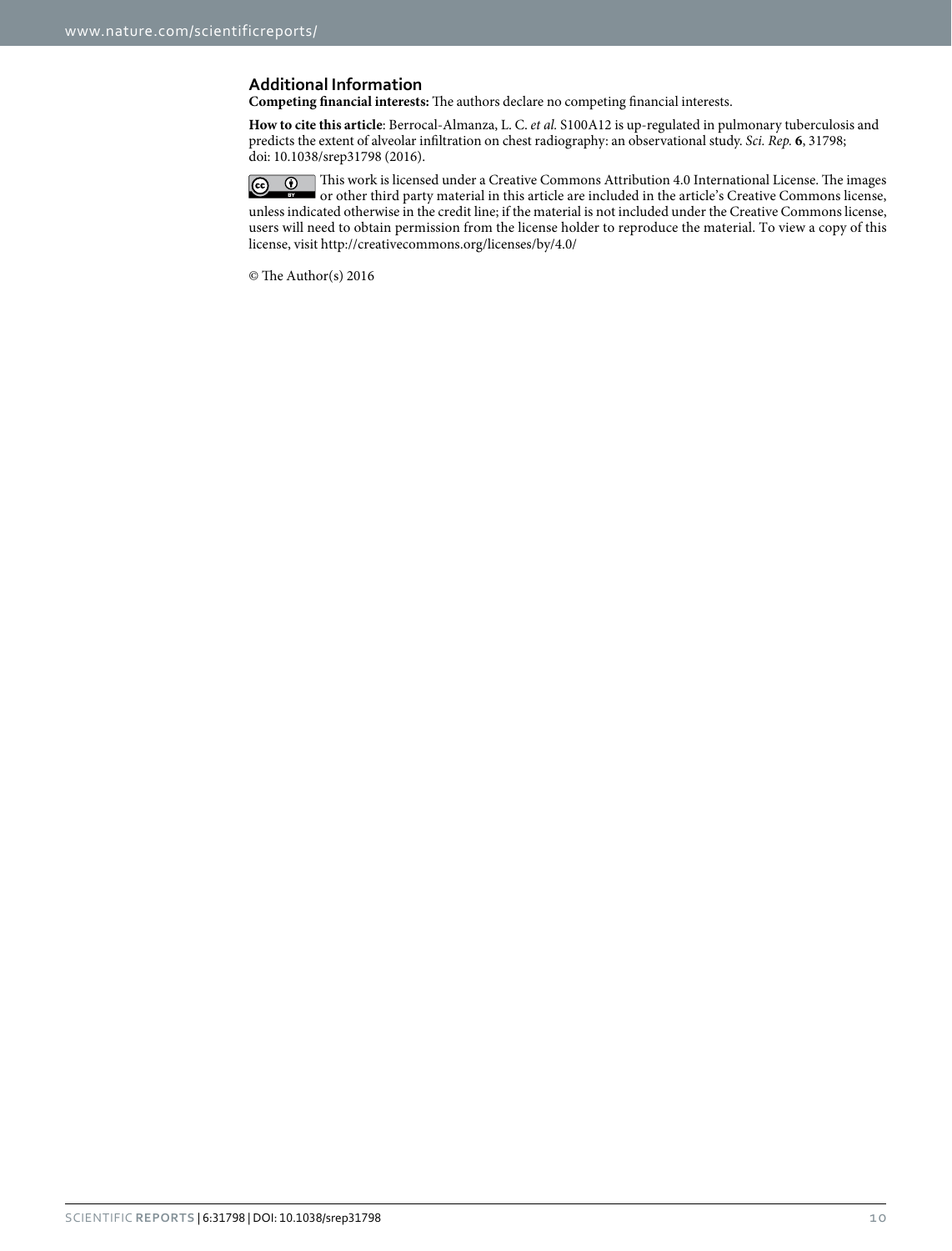## Additional Information

**Competing financial interests:** The authors declare no competing financial interests.

**How to cite this article**: Berrocal-Almanza, L. C. *et al.* S100A12 is up-regulated in pulmonary tuberculosis and predicts the extent of alveolar infiltration on chest radiography: an observational study. *Sci. Rep.* **6**, 31798; doi: 10.1038/srep31798 (2016).

This work is licensed under a Creative Commons Attribution 4.0 International License. The images or other third party material in this article are included in the article's Creative Commons license, unless indicated otherwise in the credit line; if the material is not included under the Creative Commons license, users will need to obtain permission from the license holder to reproduce the material. To view a copy of this license, visit http://creativecommons.org/licenses/by/4.0/

© The Author(s) 2016